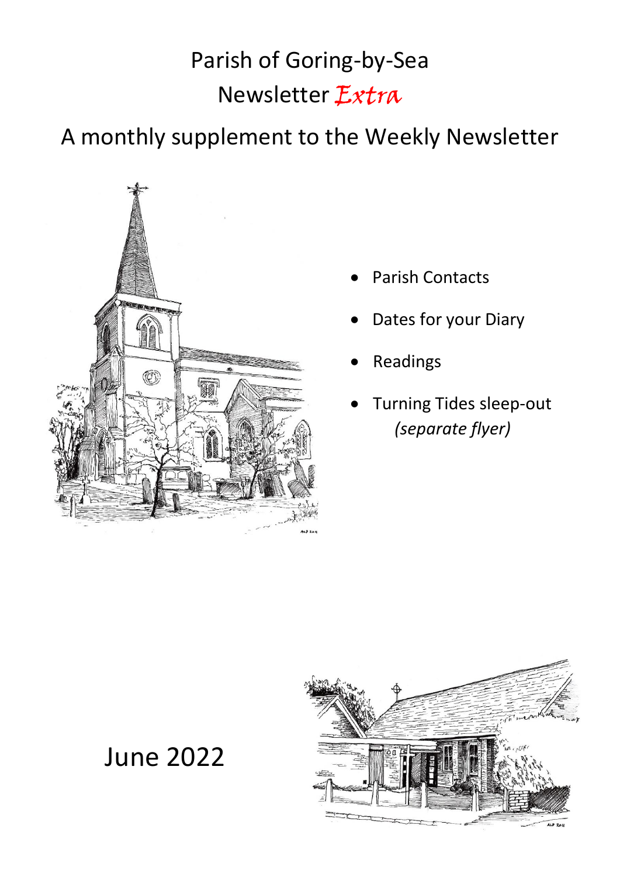# Parish of Goring-by-Sea

# Newsletter *Extra*

## A monthly supplement to the Weekly Newsletter

- Parish Contacts
- Dates for your Diary
- Readings
- Turning Tides sleep-out
  *(separate flyer)*

June 2022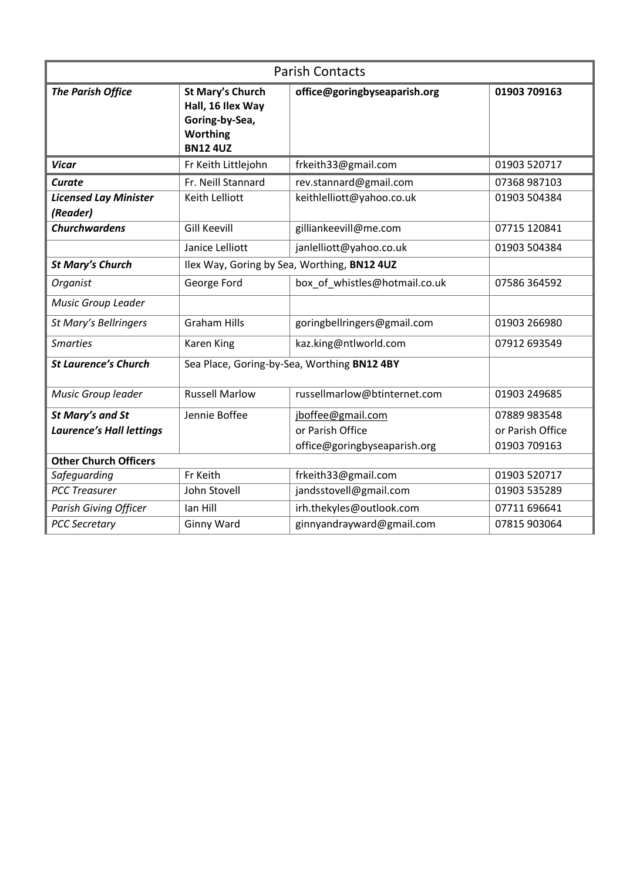| Parish Contacts | | | |
|---|---|---|---|
| ***The Parish Office*** | **St Mary's Church Hall, 16 Ilex Way Goring-by-Sea, Worthing BN12 4UZ** | **office@goringbyseaparish.org** | **01903 709163** |
| ***Vicar*** | Fr Keith Littlejohn | frkeith33@gmail.com | 01903 520717 |
| ***Curate*** | Fr. Neill Stannard | rev.stannard@gmail.com | 07368 987103 |
| ***Licensed Lay Minister (Reader)*** | Keith Lelliott | keithlelliott@yahoo.co.uk | 01903 504384 |
| ***Churchwardens*** | Gill Keevill | gilliankeevill@me.com | 07715 120841 |
| | Janice Lelliott | janlelliott@yahoo.co.uk | 01903 504384 |
| ***St Mary's Church*** | Ilex Way, Goring by Sea, Worthing, **BN12 4UZ** | | |
| *Organist* | George Ford | box_of_whistles@hotmail.co.uk | 07586 364592 |
| *Music Group Leader* | | | |
| *St Mary's Bellringers* | Graham Hills | goringbellringers@gmail.com | 01903 266980 |
| *Smarties* | Karen King | kaz.king@ntlworld.com | 07912 693549 |
| ***St Laurence's Church*** | Sea Place, Goring-by-Sea, Worthing **BN12 4BY** | | |
| *Music Group leader* | Russell Marlow | russellmarlow@btinternet.com | 01903 249685 |
| ***St Mary's and St Laurence's Hall lettings*** | Jennie Boffee | jboffee@gmail.com or Parish Office office@goringbyseaparish.org | 07889 983548 or Parish Office 01903 709163 |
| **Other Church Officers** | | | |
| *Safeguarding* | Fr Keith | frkeith33@gmail.com | 01903 520717 |
| *PCC Treasurer* | John Stovell | jandsstovell@gmail.com | 01903 535289 |
| *Parish Giving Officer* | Ian Hill | irh.thekyles@outlook.com | 07711 696641 |
| *PCC Secretary* | Ginny Ward | ginnyandrayward@gmail.com | 07815 903064 |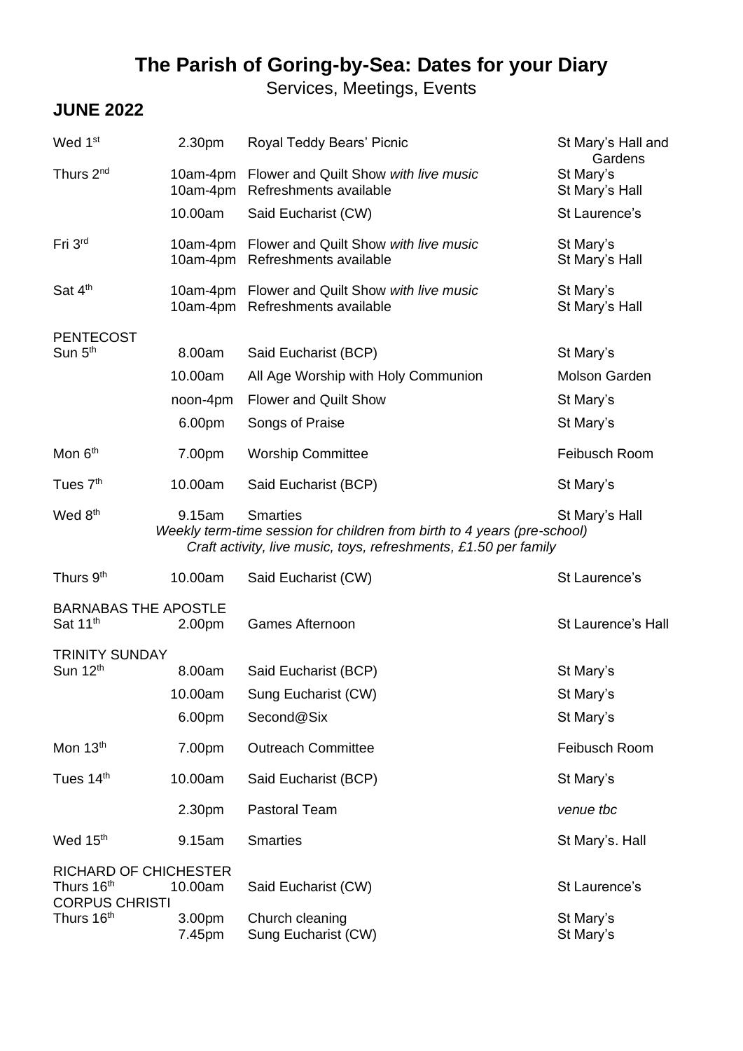# The Parish of Goring-by-Sea: Dates for your Diary

Services, Meetings, Events

## JUNE 2022

| Date | Time | Event | Venue |
|---|---|---|---|
| Wed 1st | 2.30pm | Royal Teddy Bears' Picnic | St Mary's Hall and Gardens |
| Thurs 2nd | 10am-4pm | Flower and Quilt Show *with live music* | St Mary's |
| | 10am-4pm | Refreshments available | St Mary's Hall |
| | 10.00am | Said Eucharist (CW) | St Laurence's |
| Fri 3rd | 10am-4pm | Flower and Quilt Show *with live music* | St Mary's |
| | 10am-4pm | Refreshments available | St Mary's Hall |
| Sat 4th | 10am-4pm | Flower and Quilt Show *with live music* | St Mary's |
| | 10am-4pm | Refreshments available | St Mary's Hall |
| PENTECOST Sun 5th | 8.00am | Said Eucharist (BCP) | St Mary's |
| | 10.00am | All Age Worship with Holy Communion | Molson Garden |
| | noon-4pm | Flower and Quilt Show | St Mary's |
| | 6.00pm | Songs of Praise | St Mary's |
| Mon 6th | 7.00pm | Worship Committee | Feibusch Room |
| Tues 7th | 10.00am | Said Eucharist (BCP) | St Mary's |
| Wed 8th | 9.15am | Smarties *Weekly term-time session for children from birth to 4 years (pre-school) Craft activity, live music, toys, refreshments, £1.50 per family* | St Mary's Hall |
| Thurs 9th | 10.00am | Said Eucharist (CW) | St Laurence's |
| BARNABAS THE APOSTLE Sat 11th | 2.00pm | Games Afternoon | St Laurence's Hall |
| TRINITY SUNDAY Sun 12th | 8.00am | Said Eucharist (BCP) | St Mary's |
| | 10.00am | Sung Eucharist (CW) | St Mary's |
| | 6.00pm | Second@Six | St Mary's |
| Mon 13th | 7.00pm | Outreach Committee | Feibusch Room |
| Tues 14th | 10.00am | Said Eucharist (BCP) | St Mary's |
| | 2.30pm | Pastoral Team | *venue tbc* |
| Wed 15th | 9.15am | Smarties | St Mary's. Hall |
| RICHARD OF CHICHESTER Thurs 16th | 10.00am | Said Eucharist (CW) | St Laurence's |
| CORPUS CHRISTI Thurs 16th | 3.00pm | Church cleaning | St Mary's |
| | 7.45pm | Sung Eucharist (CW) | St Mary's |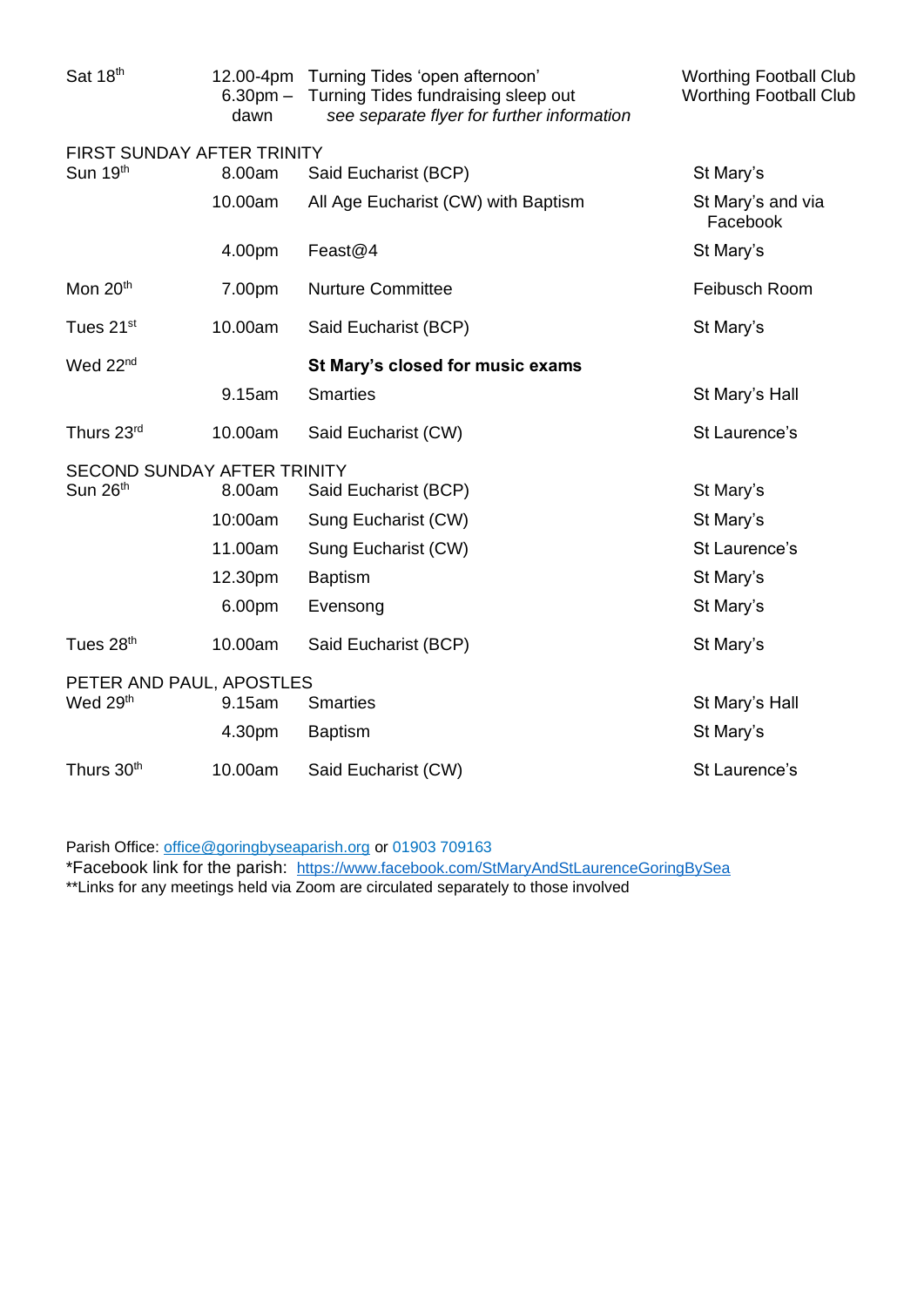| | | | |
|---|---|---|---|
| Sat 18th | 12.00-4pm | Turning Tides 'open afternoon' | Worthing Football Club |
| | 6.30pm – dawn | Turning Tides fundraising sleep out *see separate flyer for further information* | Worthing Football Club |
| FIRST SUNDAY AFTER TRINITY | | | |
| Sun 19th | 8.00am | Said Eucharist (BCP) | St Mary's |
| | 10.00am | All Age Eucharist (CW) with Baptism | St Mary's and via Facebook |
| | 4.00pm | Feast@4 | St Mary's |
| Mon 20th | 7.00pm | Nurture Committee | Feibusch Room |
| Tues 21st | 10.00am | Said Eucharist (BCP) | St Mary's |
| Wed 22nd | | **St Mary's closed for music exams** | |
| | 9.15am | Smarties | St Mary's Hall |
| Thurs 23rd | 10.00am | Said Eucharist (CW) | St Laurence's |
| SECOND SUNDAY AFTER TRINITY | | | |
| Sun 26th | 8.00am | Said Eucharist (BCP) | St Mary's |
| | 10:00am | Sung Eucharist (CW) | St Mary's |
| | 11.00am | Sung Eucharist (CW) | St Laurence's |
| | 12.30pm | Baptism | St Mary's |
| | 6.00pm | Evensong | St Mary's |
| Tues 28th | 10.00am | Said Eucharist (BCP) | St Mary's |
| PETER AND PAUL, APOSTLES | | | |
| Wed 29th | 9.15am | Smarties | St Mary's Hall |
| | 4.30pm | Baptism | St Mary's |
| Thurs 30th | 10.00am | Said Eucharist (CW) | St Laurence's |

Parish Office: office@goringbyseaparish.org or 01903 709163

*Facebook link for the parish: https://www.facebook.com/StMaryAndStLaurenceGoringBySea

**Links for any meetings held via Zoom are circulated separately to those involved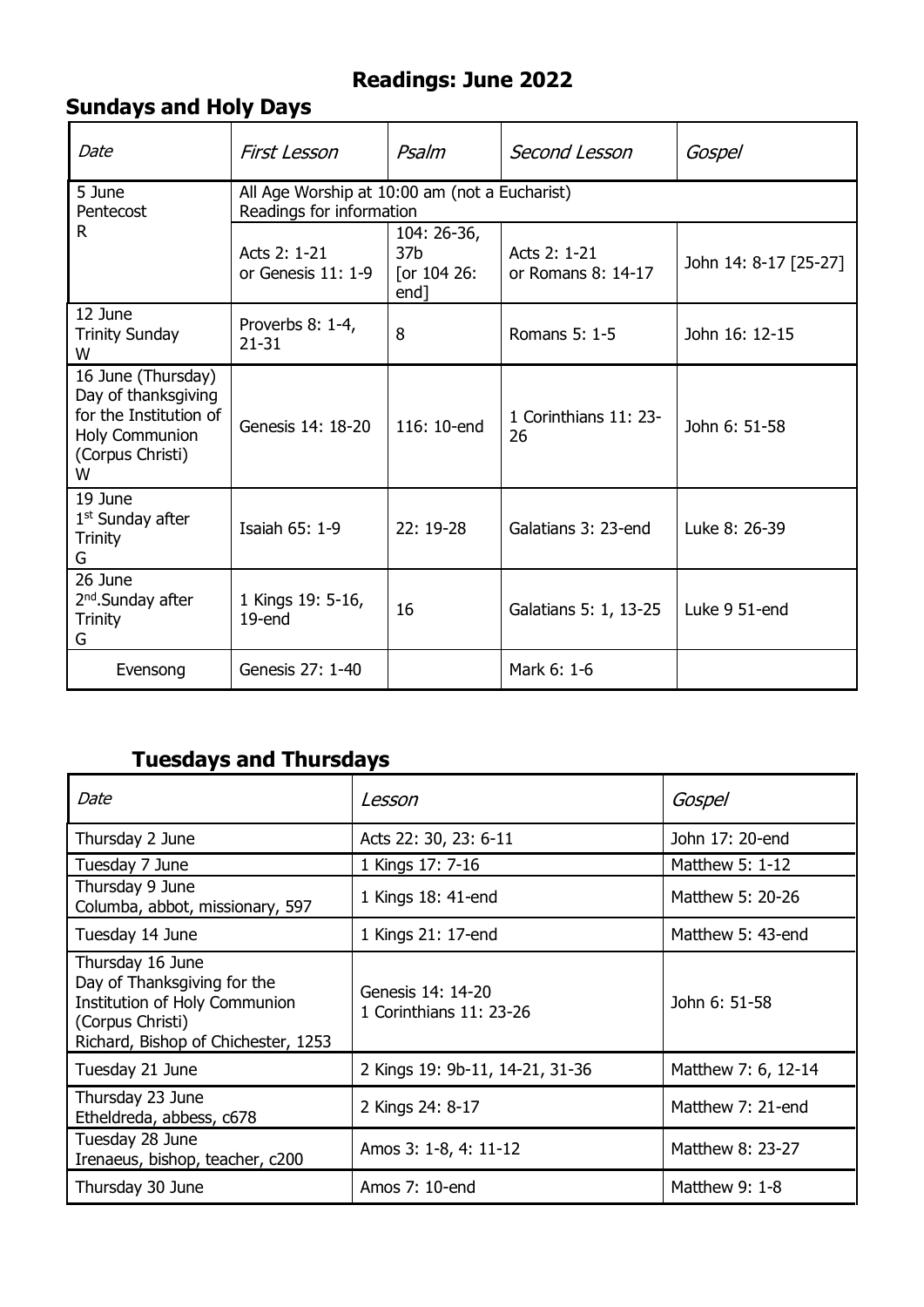# Readings: June 2022

## Sundays and Holy Days

| *Date* | *First Lesson* | *Psalm* | *Second Lesson* | *Gospel* |
|---|---|---|---|---|
| 5 June Pentecost R | All Age Worship at 10:00 am (not a Eucharist) Readings for information | | | |
| | Acts 2: 1-21 or Genesis 11: 1-9 | 104: 26-36, 37b [or 104 26: end] | Acts 2: 1-21 or Romans 8: 14-17 | John 14: 8-17 [25-27] |
| 12 June Trinity Sunday W | Proverbs 8: 1-4, 21-31 | 8 | Romans 5: 1-5 | John 16: 12-15 |
| 16 June (Thursday) Day of thanksgiving for the Institution of Holy Communion (Corpus Christi) W | Genesis 14: 18-20 | 116: 10-end | 1 Corinthians 11: 23-26 | John 6: 51-58 |
| 19 June 1st Sunday after Trinity G | Isaiah 65: 1-9 | 22: 19-28 | Galatians 3: 23-end | Luke 8: 26-39 |
| 26 June 2nd.Sunday after Trinity G | 1 Kings 19: 5-16, 19-end | 16 | Galatians 5: 1, 13-25 | Luke 9 51-end |
| Evensong | Genesis 27: 1-40 | | Mark 6: 1-6 | |

## Tuesdays and Thursdays

| *Date* | *Lesson* | *Gospel* |
|---|---|---|
| Thursday 2 June | Acts 22: 30, 23: 6-11 | John 17: 20-end |
| Tuesday 7 June | 1 Kings 17: 7-16 | Matthew 5: 1-12 |
| Thursday 9 June Columba, abbot, missionary, 597 | 1 Kings 18: 41-end | Matthew 5: 20-26 |
| Tuesday 14 June | 1 Kings 21: 17-end | Matthew 5: 43-end |
| Thursday 16 June Day of Thanksgiving for the Institution of Holy Communion (Corpus Christi) Richard, Bishop of Chichester, 1253 | Genesis 14: 14-20 1 Corinthians 11: 23-26 | John 6: 51-58 |
| Tuesday 21 June | 2 Kings 19: 9b-11, 14-21, 31-36 | Matthew 7: 6, 12-14 |
| Thursday 23 June Etheldreda, abbess, c678 | 2 Kings 24: 8-17 | Matthew 7: 21-end |
| Tuesday 28 June Irenaeus, bishop, teacher, c200 | Amos 3: 1-8, 4: 11-12 | Matthew 8: 23-27 |
| Thursday 30 June | Amos 7: 10-end | Matthew 9: 1-8 |